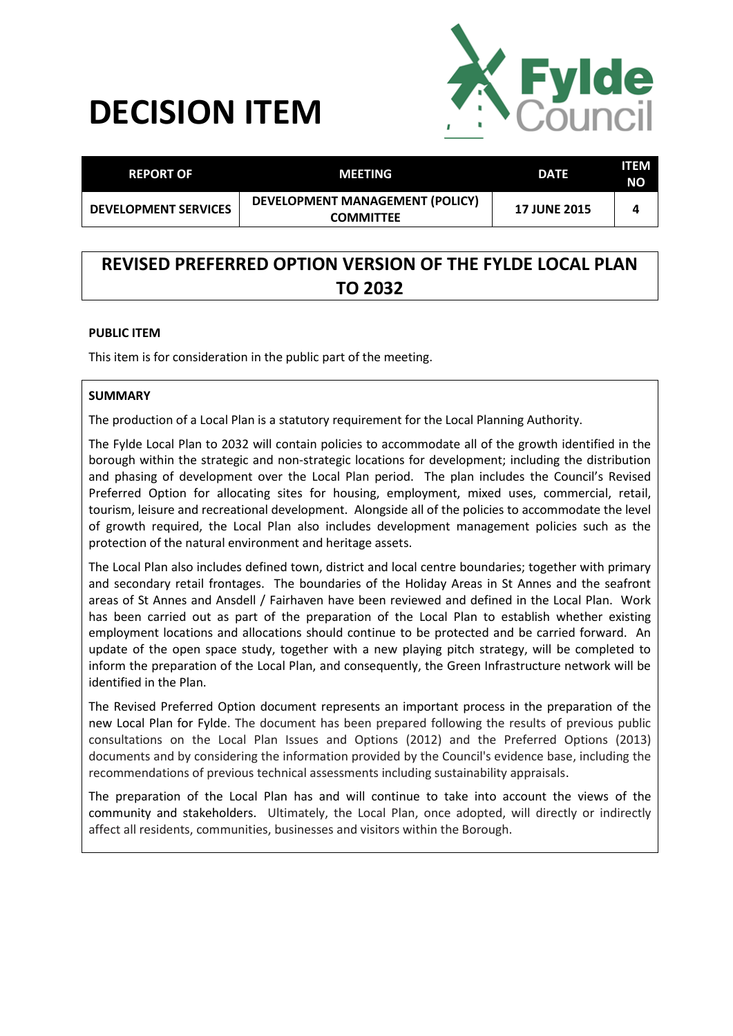# DECISION ITEM

| REPORT OF | MEETING | DATE | ITEM NO |
|---|---|---|---|
| DEVELOPMENT SERVICES | DEVELOPMENT MANAGEMENT (POLICY) COMMITTEE | 17 JUNE 2015 | 4 |

## REVISED PREFERRED OPTION VERSION OF THE FYLDE LOCAL PLAN TO 2032

**PUBLIC ITEM**

This item is for consideration in the public part of the meeting.

**SUMMARY**

The production of a Local Plan is a statutory requirement for the Local Planning Authority.

The Fylde Local Plan to 2032 will contain policies to accommodate all of the growth identified in the borough within the strategic and non-strategic locations for development; including the distribution and phasing of development over the Local Plan period. The plan includes the Council's Revised Preferred Option for allocating sites for housing, employment, mixed uses, commercial, retail, tourism, leisure and recreational development. Alongside all of the policies to accommodate the level of growth required, the Local Plan also includes development management policies such as the protection of the natural environment and heritage assets.

The Local Plan also includes defined town, district and local centre boundaries; together with primary and secondary retail frontages. The boundaries of the Holiday Areas in St Annes and the seafront areas of St Annes and Ansdell / Fairhaven have been reviewed and defined in the Local Plan. Work has been carried out as part of the preparation of the Local Plan to establish whether existing employment locations and allocations should continue to be protected and be carried forward. An update of the open space study, together with a new playing pitch strategy, will be completed to inform the preparation of the Local Plan, and consequently, the Green Infrastructure network will be identified in the Plan.

The Revised Preferred Option document represents an important process in the preparation of the new Local Plan for Fylde. The document has been prepared following the results of previous public consultations on the Local Plan Issues and Options (2012) and the Preferred Options (2013) documents and by considering the information provided by the Council's evidence base, including the recommendations of previous technical assessments including sustainability appraisals.

The preparation of the Local Plan has and will continue to take into account the views of the community and stakeholders. Ultimately, the Local Plan, once adopted, will directly or indirectly affect all residents, communities, businesses and visitors within the Borough.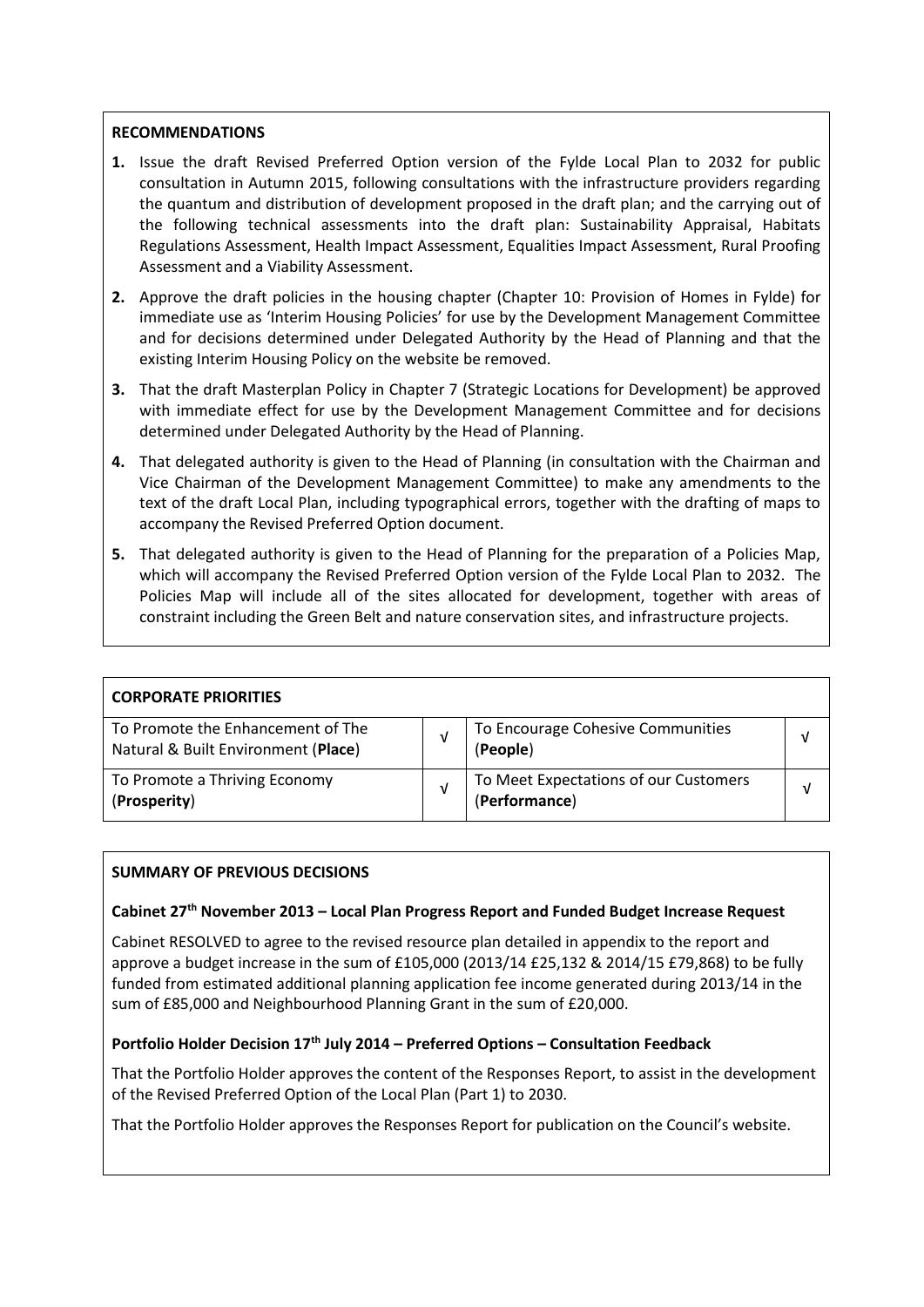## RECOMMENDATIONS

1. Issue the draft Revised Preferred Option version of the Fylde Local Plan to 2032 for public consultation in Autumn 2015, following consultations with the infrastructure providers regarding the quantum and distribution of development proposed in the draft plan; and the carrying out of the following technical assessments into the draft plan: Sustainability Appraisal, Habitats Regulations Assessment, Health Impact Assessment, Equalities Impact Assessment, Rural Proofing Assessment and a Viability Assessment.
2. Approve the draft policies in the housing chapter (Chapter 10: Provision of Homes in Fylde) for immediate use as 'Interim Housing Policies' for use by the Development Management Committee and for decisions determined under Delegated Authority by the Head of Planning and that the existing Interim Housing Policy on the website be removed.
3. That the draft Masterplan Policy in Chapter 7 (Strategic Locations for Development) be approved with immediate effect for use by the Development Management Committee and for decisions determined under Delegated Authority by the Head of Planning.
4. That delegated authority is given to the Head of Planning (in consultation with the Chairman and Vice Chairman of the Development Management Committee) to make any amendments to the text of the draft Local Plan, including typographical errors, together with the drafting of maps to accompany the Revised Preferred Option document.
5. That delegated authority is given to the Head of Planning for the preparation of a Policies Map, which will accompany the Revised Preferred Option version of the Fylde Local Plan to 2032. The Policies Map will include all of the sites allocated for development, together with areas of constraint including the Green Belt and nature conservation sites, and infrastructure projects.

| CORPORATE PRIORITIES | | | |
|---|---|---|---|
| To Promote the Enhancement of The Natural & Built Environment (**Place**) | √ | To Encourage Cohesive Communities (**People**) | √ |
| To Promote a Thriving Economy (**Prosperity**) | √ | To Meet Expectations of our Customers (**Performance**) | √ |

## SUMMARY OF PREVIOUS DECISIONS

**Cabinet 27th November 2013 – Local Plan Progress Report and Funded Budget Increase Request**

Cabinet RESOLVED to agree to the revised resource plan detailed in appendix to the report and approve a budget increase in the sum of £105,000 (2013/14 £25,132 & 2014/15 £79,868) to be fully funded from estimated additional planning application fee income generated during 2013/14 in the sum of £85,000 and Neighbourhood Planning Grant in the sum of £20,000.

**Portfolio Holder Decision 17th July 2014 – Preferred Options – Consultation Feedback**

That the Portfolio Holder approves the content of the Responses Report, to assist in the development of the Revised Preferred Option of the Local Plan (Part 1) to 2030.

That the Portfolio Holder approves the Responses Report for publication on the Council's website.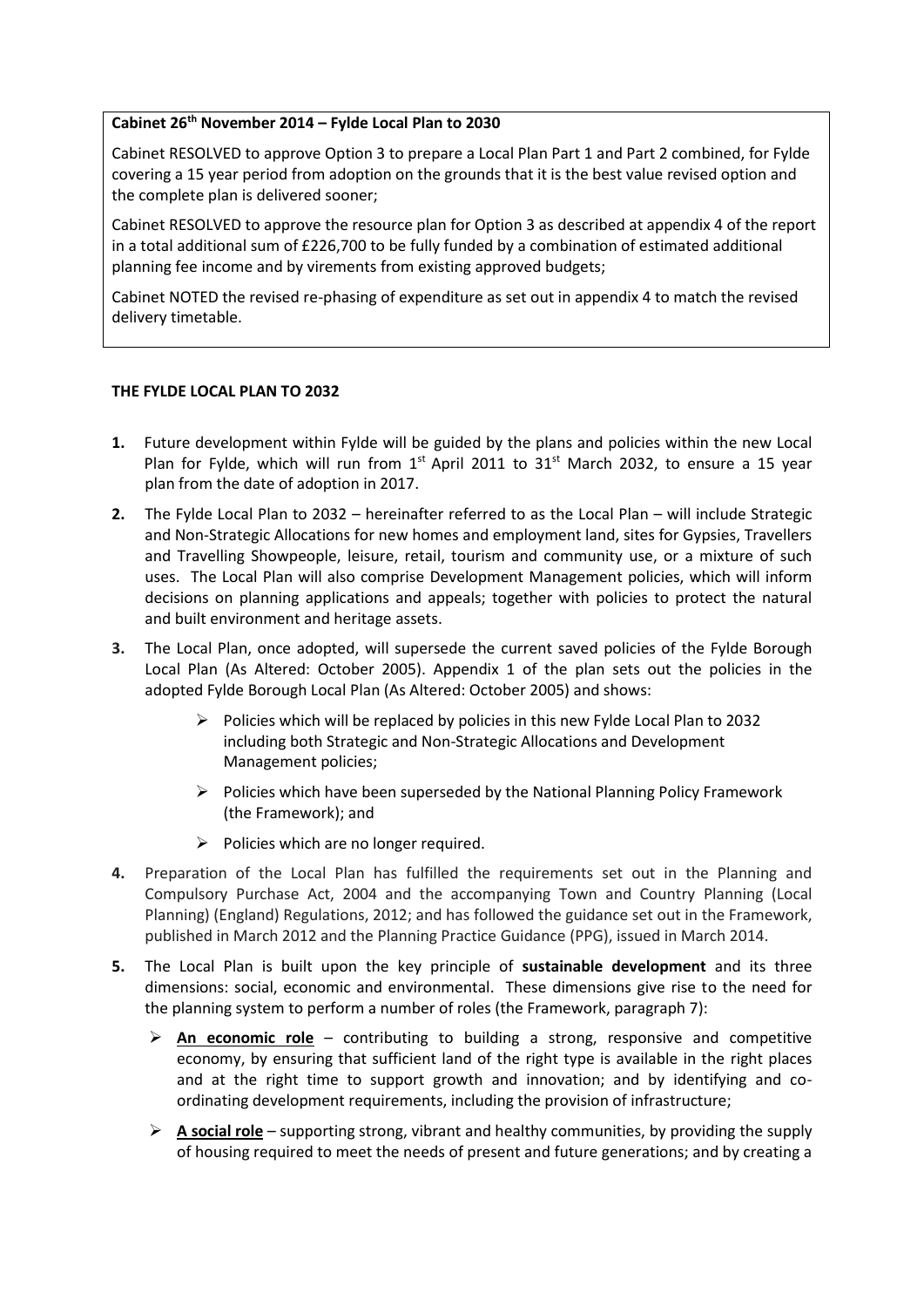**Cabinet 26th November 2014 – Fylde Local Plan to 2030**

Cabinet RESOLVED to approve Option 3 to prepare a Local Plan Part 1 and Part 2 combined, for Fylde covering a 15 year period from adoption on the grounds that it is the best value revised option and the complete plan is delivered sooner;

Cabinet RESOLVED to approve the resource plan for Option 3 as described at appendix 4 of the report in a total additional sum of £226,700 to be fully funded by a combination of estimated additional planning fee income and by virements from existing approved budgets;

Cabinet NOTED the revised re-phasing of expenditure as set out in appendix 4 to match the revised delivery timetable.

**THE FYLDE LOCAL PLAN TO 2032**

**1.** Future development within Fylde will be guided by the plans and policies within the new Local Plan for Fylde, which will run from 1st April 2011 to 31st March 2032, to ensure a 15 year plan from the date of adoption in 2017.

**2.** The Fylde Local Plan to 2032 – hereinafter referred to as the Local Plan – will include Strategic and Non-Strategic Allocations for new homes and employment land, sites for Gypsies, Travellers and Travelling Showpeople, leisure, retail, tourism and community use, or a mixture of such uses. The Local Plan will also comprise Development Management policies, which will inform decisions on planning applications and appeals; together with policies to protect the natural and built environment and heritage assets.

**3.** The Local Plan, once adopted, will supersede the current saved policies of the Fylde Borough Local Plan (As Altered: October 2005). Appendix 1 of the plan sets out the policies in the adopted Fylde Borough Local Plan (As Altered: October 2005) and shows:

- Policies which will be replaced by policies in this new Fylde Local Plan to 2032 including both Strategic and Non-Strategic Allocations and Development Management policies;
- Policies which have been superseded by the National Planning Policy Framework (the Framework); and
- Policies which are no longer required.

**4.** Preparation of the Local Plan has fulfilled the requirements set out in the Planning and Compulsory Purchase Act, 2004 and the accompanying Town and Country Planning (Local Planning) (England) Regulations, 2012; and has followed the guidance set out in the Framework, published in March 2012 and the Planning Practice Guidance (PPG), issued in March 2014.

**5.** The Local Plan is built upon the key principle of **sustainable development** and its three dimensions: social, economic and environmental. These dimensions give rise to the need for the planning system to perform a number of roles (the Framework, paragraph 7):

- **An economic role** – contributing to building a strong, responsive and competitive economy, by ensuring that sufficient land of the right type is available in the right places and at the right time to support growth and innovation; and by identifying and co-ordinating development requirements, including the provision of infrastructure;
- **A social role** – supporting strong, vibrant and healthy communities, by providing the supply of housing required to meet the needs of present and future generations; and by creating a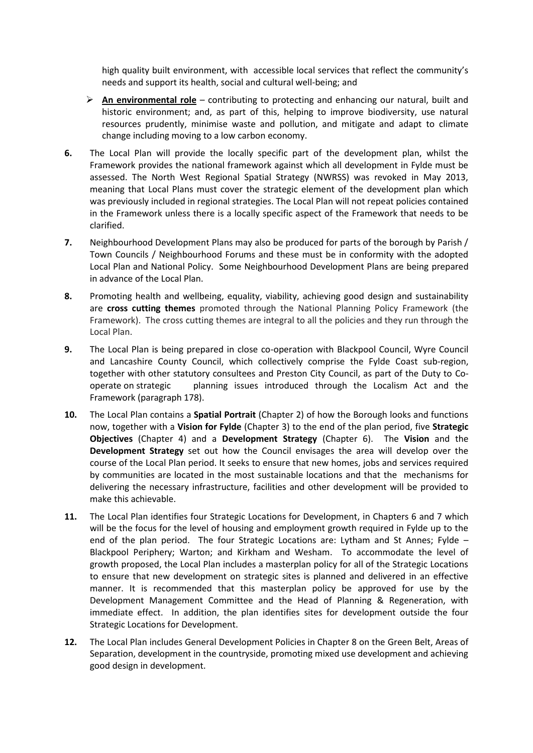high quality built environment, with accessible local services that reflect the community's needs and support its health, social and cultural well-being; and

- **An environmental role** – contributing to protecting and enhancing our natural, built and historic environment; and, as part of this, helping to improve biodiversity, use natural resources prudently, minimise waste and pollution, and mitigate and adapt to climate change including moving to a low carbon economy.

**6.** The Local Plan will provide the locally specific part of the development plan, whilst the Framework provides the national framework against which all development in Fylde must be assessed. The North West Regional Spatial Strategy (NWRSS) was revoked in May 2013, meaning that Local Plans must cover the strategic element of the development plan which was previously included in regional strategies. The Local Plan will not repeat policies contained in the Framework unless there is a locally specific aspect of the Framework that needs to be clarified.

**7.** Neighbourhood Development Plans may also be produced for parts of the borough by Parish / Town Councils / Neighbourhood Forums and these must be in conformity with the adopted Local Plan and National Policy. Some Neighbourhood Development Plans are being prepared in advance of the Local Plan.

**8.** Promoting health and wellbeing, equality, viability, achieving good design and sustainability are **cross cutting themes** promoted through the National Planning Policy Framework (the Framework). The cross cutting themes are integral to all the policies and they run through the Local Plan.

**9.** The Local Plan is being prepared in close co-operation with Blackpool Council, Wyre Council and Lancashire County Council, which collectively comprise the Fylde Coast sub-region, together with other statutory consultees and Preston City Council, as part of the Duty to Co-operate on strategic planning issues introduced through the Localism Act and the Framework (paragraph 178).

**10.** The Local Plan contains a **Spatial Portrait** (Chapter 2) of how the Borough looks and functions now, together with a **Vision for Fylde** (Chapter 3) to the end of the plan period, five **Strategic Objectives** (Chapter 4) and a **Development Strategy** (Chapter 6). The **Vision** and the **Development Strategy** set out how the Council envisages the area will develop over the course of the Local Plan period. It seeks to ensure that new homes, jobs and services required by communities are located in the most sustainable locations and that the mechanisms for delivering the necessary infrastructure, facilities and other development will be provided to make this achievable.

**11.** The Local Plan identifies four Strategic Locations for Development, in Chapters 6 and 7 which will be the focus for the level of housing and employment growth required in Fylde up to the end of the plan period. The four Strategic Locations are: Lytham and St Annes; Fylde – Blackpool Periphery; Warton; and Kirkham and Wesham. To accommodate the level of growth proposed, the Local Plan includes a masterplan policy for all of the Strategic Locations to ensure that new development on strategic sites is planned and delivered in an effective manner. It is recommended that this masterplan policy be approved for use by the Development Management Committee and the Head of Planning & Regeneration, with immediate effect. In addition, the plan identifies sites for development outside the four Strategic Locations for Development.

**12.** The Local Plan includes General Development Policies in Chapter 8 on the Green Belt, Areas of Separation, development in the countryside, promoting mixed use development and achieving good design in development.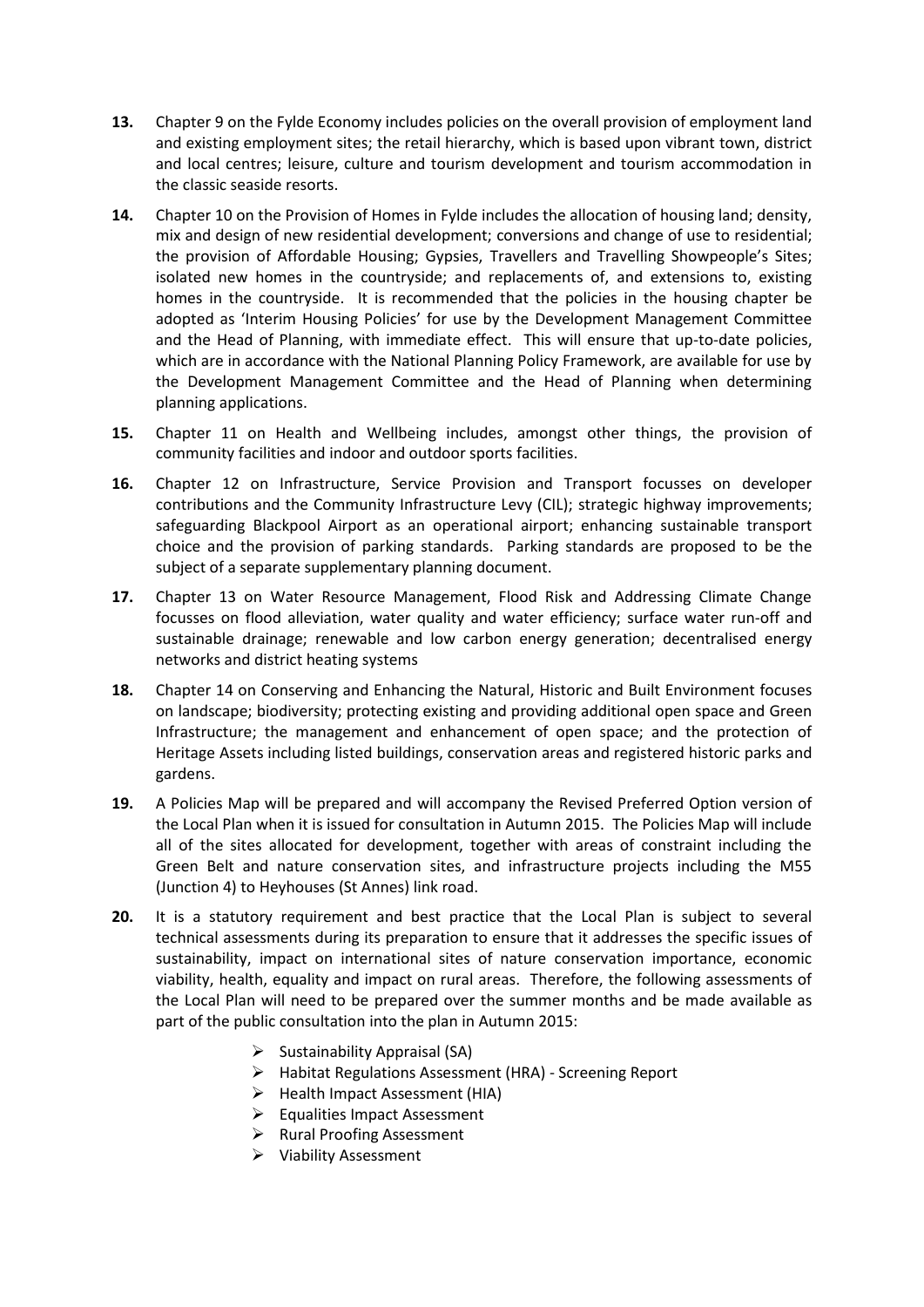**13.** Chapter 9 on the Fylde Economy includes policies on the overall provision of employment land and existing employment sites; the retail hierarchy, which is based upon vibrant town, district and local centres; leisure, culture and tourism development and tourism accommodation in the classic seaside resorts.

**14.** Chapter 10 on the Provision of Homes in Fylde includes the allocation of housing land; density, mix and design of new residential development; conversions and change of use to residential; the provision of Affordable Housing; Gypsies, Travellers and Travelling Showpeople's Sites; isolated new homes in the countryside; and replacements of, and extensions to, existing homes in the countryside. It is recommended that the policies in the housing chapter be adopted as 'Interim Housing Policies' for use by the Development Management Committee and the Head of Planning, with immediate effect. This will ensure that up-to-date policies, which are in accordance with the National Planning Policy Framework, are available for use by the Development Management Committee and the Head of Planning when determining planning applications.

**15.** Chapter 11 on Health and Wellbeing includes, amongst other things, the provision of community facilities and indoor and outdoor sports facilities.

**16.** Chapter 12 on Infrastructure, Service Provision and Transport focusses on developer contributions and the Community Infrastructure Levy (CIL); strategic highway improvements; safeguarding Blackpool Airport as an operational airport; enhancing sustainable transport choice and the provision of parking standards. Parking standards are proposed to be the subject of a separate supplementary planning document.

**17.** Chapter 13 on Water Resource Management, Flood Risk and Addressing Climate Change focusses on flood alleviation, water quality and water efficiency; surface water run-off and sustainable drainage; renewable and low carbon energy generation; decentralised energy networks and district heating systems

**18.** Chapter 14 on Conserving and Enhancing the Natural, Historic and Built Environment focuses on landscape; biodiversity; protecting existing and providing additional open space and Green Infrastructure; the management and enhancement of open space; and the protection of Heritage Assets including listed buildings, conservation areas and registered historic parks and gardens.

**19.** A Policies Map will be prepared and will accompany the Revised Preferred Option version of the Local Plan when it is issued for consultation in Autumn 2015. The Policies Map will include all of the sites allocated for development, together with areas of constraint including the Green Belt and nature conservation sites, and infrastructure projects including the M55 (Junction 4) to Heyhouses (St Annes) link road.

**20.** It is a statutory requirement and best practice that the Local Plan is subject to several technical assessments during its preparation to ensure that it addresses the specific issues of sustainability, impact on international sites of nature conservation importance, economic viability, health, equality and impact on rural areas. Therefore, the following assessments of the Local Plan will need to be prepared over the summer months and be made available as part of the public consultation into the plan in Autumn 2015:

- Sustainability Appraisal (SA)
- Habitat Regulations Assessment (HRA) - Screening Report
- Health Impact Assessment (HIA)
- Equalities Impact Assessment
- Rural Proofing Assessment
- Viability Assessment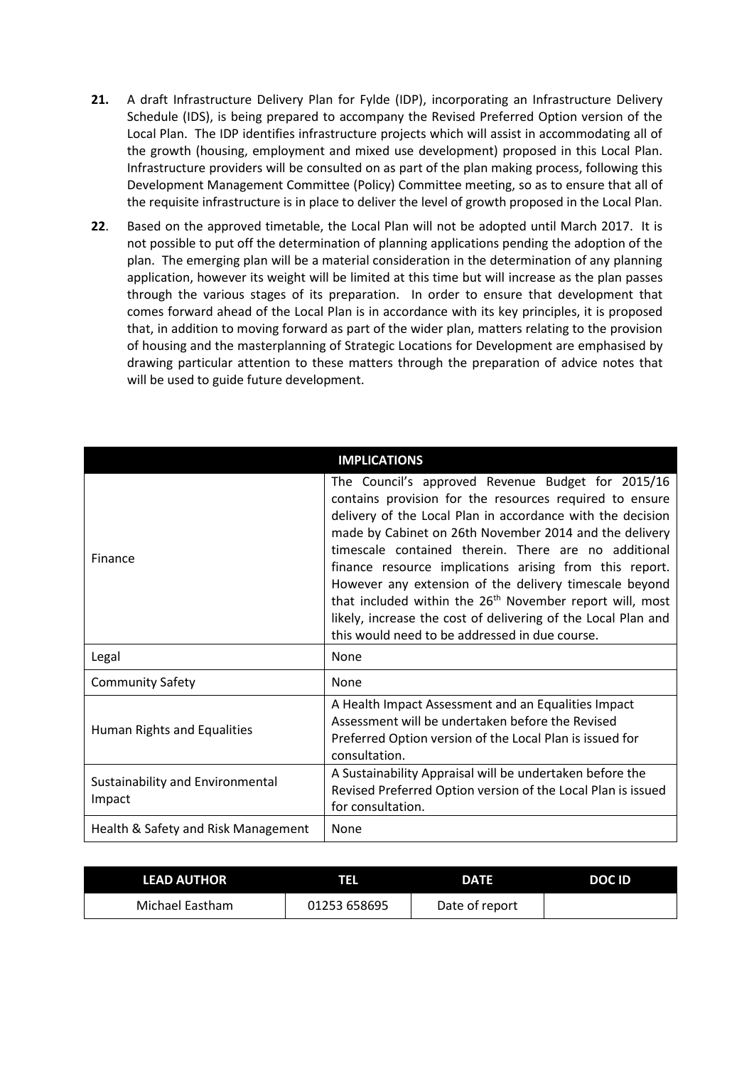**21.** A draft Infrastructure Delivery Plan for Fylde (IDP), incorporating an Infrastructure Delivery Schedule (IDS), is being prepared to accompany the Revised Preferred Option version of the Local Plan. The IDP identifies infrastructure projects which will assist in accommodating all of the growth (housing, employment and mixed use development) proposed in this Local Plan. Infrastructure providers will be consulted on as part of the plan making process, following this Development Management Committee (Policy) Committee meeting, so as to ensure that all of the requisite infrastructure is in place to deliver the level of growth proposed in the Local Plan.

**22**. Based on the approved timetable, the Local Plan will not be adopted until March 2017. It is not possible to put off the determination of planning applications pending the adoption of the plan. The emerging plan will be a material consideration in the determination of any planning application, however its weight will be limited at this time but will increase as the plan passes through the various stages of its preparation. In order to ensure that development that comes forward ahead of the Local Plan is in accordance with its key principles, it is proposed that, in addition to moving forward as part of the wider plan, matters relating to the provision of housing and the masterplanning of Strategic Locations for Development are emphasised by drawing particular attention to these matters through the preparation of advice notes that will be used to guide future development.

| IMPLICATIONS | |
|---|---|
| Finance | The Council's approved Revenue Budget for 2015/16 contains provision for the resources required to ensure delivery of the Local Plan in accordance with the decision made by Cabinet on 26th November 2014 and the delivery timescale contained therein. There are no additional finance resource implications arising from this report. However any extension of the delivery timescale beyond that included within the 26th November report will, most likely, increase the cost of delivering of the Local Plan and this would need to be addressed in due course. |
| Legal | None |
| Community Safety | None |
| Human Rights and Equalities | A Health Impact Assessment and an Equalities Impact Assessment will be undertaken before the Revised Preferred Option version of the Local Plan is issued for consultation. |
| Sustainability and Environmental Impact | A Sustainability Appraisal will be undertaken before the Revised Preferred Option version of the Local Plan is issued for consultation. |
| Health & Safety and Risk Management | None |

| LEAD AUTHOR | TEL | DATE | DOC ID |
|---|---|---|---|
| Michael Eastham | 01253 658695 | Date of report | |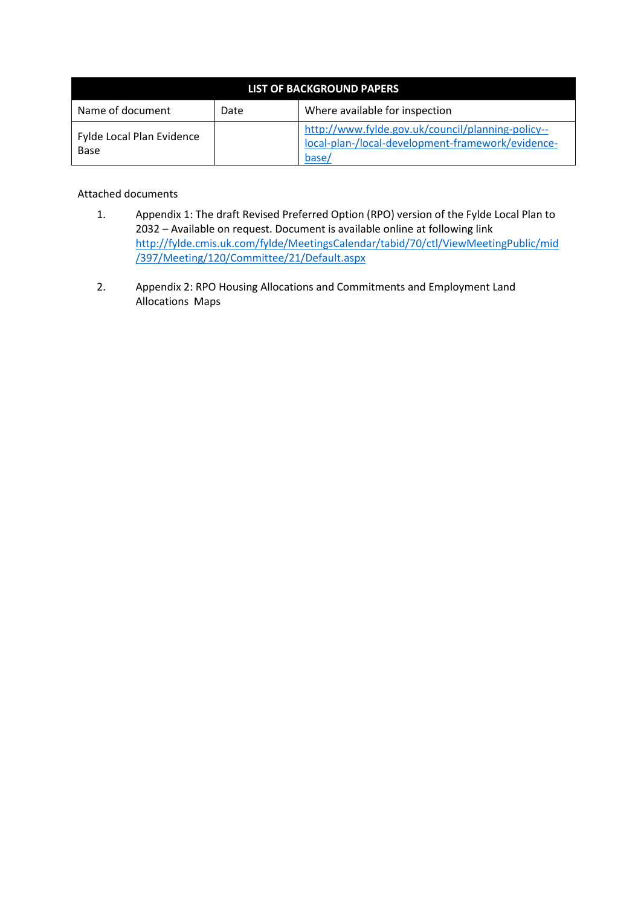| LIST OF BACKGROUND PAPERS | | |
|---|---|---|
| Name of document | Date | Where available for inspection |
| Fylde Local Plan Evidence Base | | http://www.fylde.gov.uk/council/planning-policy--local-plan-/local-development-framework/evidence-base/ |

Attached documents

1. Appendix 1: The draft Revised Preferred Option (RPO) version of the Fylde Local Plan to 2032 – Available on request. Document is available online at following link http://fylde.cmis.uk.com/fylde/MeetingsCalendar/tabid/70/ctl/ViewMeetingPublic/mid/397/Meeting/120/Committee/21/Default.aspx

2. Appendix 2: RPO Housing Allocations and Commitments and Employment Land Allocations Maps